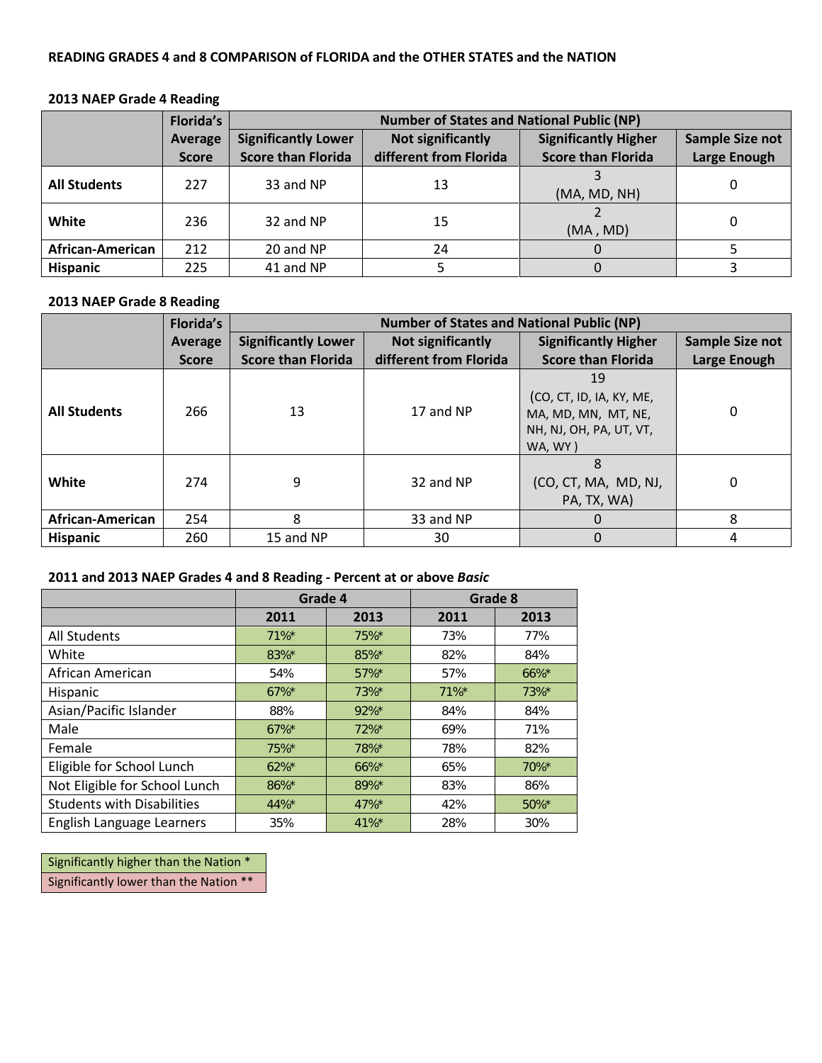**READING GRADES 4 and 8 COMPARISON of FLORIDA and the OTHER STATES and the NATION**

**2013 NAEP Grade 4 Reading**

| | Florida's Average Score | Number of States and National Public (NP) | | | |
|---|---|---|---|---|---|
| | | Significantly Lower Score than Florida | Not significantly different from Florida | Significantly Higher Score than Florida | Sample Size not Large Enough |
| **All Students** | 227 | 33 and NP | 13 | 3 (MA, MD, NH) | 0 |
| **White** | 236 | 32 and NP | 15 | 2 (MA , MD) | 0 |
| **African-American** | 212 | 20 and NP | 24 | 0 | 5 |
| **Hispanic** | 225 | 41 and NP | 5 | 0 | 3 |

**2013 NAEP Grade 8 Reading**

| | Florida's Average Score | Number of States and National Public (NP) | | | |
|---|---|---|---|---|---|
| | | Significantly Lower Score than Florida | Not significantly different from Florida | Significantly Higher Score than Florida | Sample Size not Large Enough |
| **All Students** | 266 | 13 | 17 and NP | 19 (CO, CT, ID, IA, KY, ME, MA, MD, MN, MT, NE, NH, NJ, OH, PA, UT, VT, WA, WY ) | 0 |
| **White** | 274 | 9 | 32 and NP | 8 (CO, CT, MA, MD, NJ, PA, TX, WA) | 0 |
| **African-American** | 254 | 8 | 33 and NP | 0 | 8 |
| **Hispanic** | 260 | 15 and NP | 30 | 0 | 4 |

**2011 and 2013 NAEP Grades 4 and 8 Reading - Percent at or above *Basic***

| | Grade 4 | | Grade 8 | |
|---|---|---|---|---|
| | 2011 | 2013 | 2011 | 2013 |
| All Students | 71%* | 75%* | 73% | 77% |
| White | 83%* | 85%* | 82% | 84% |
| African American | 54% | 57%* | 57% | 66%* |
| Hispanic | 67%* | 73%* | 71%* | 73%* |
| Asian/Pacific Islander | 88% | 92%* | 84% | 84% |
| Male | 67%* | 72%* | 69% | 71% |
| Female | 75%* | 78%* | 78% | 82% |
| Eligible for School Lunch | 62%* | 66%* | 65% | 70%* |
| Not Eligible for School Lunch | 86%* | 89%* | 83% | 86% |
| Students with Disabilities | 44%* | 47%* | 42% | 50%* |
| English Language Learners | 35% | 41%* | 28% | 30% |

| |
|---|
| Significantly higher than the Nation * |
| Significantly lower than the Nation ** |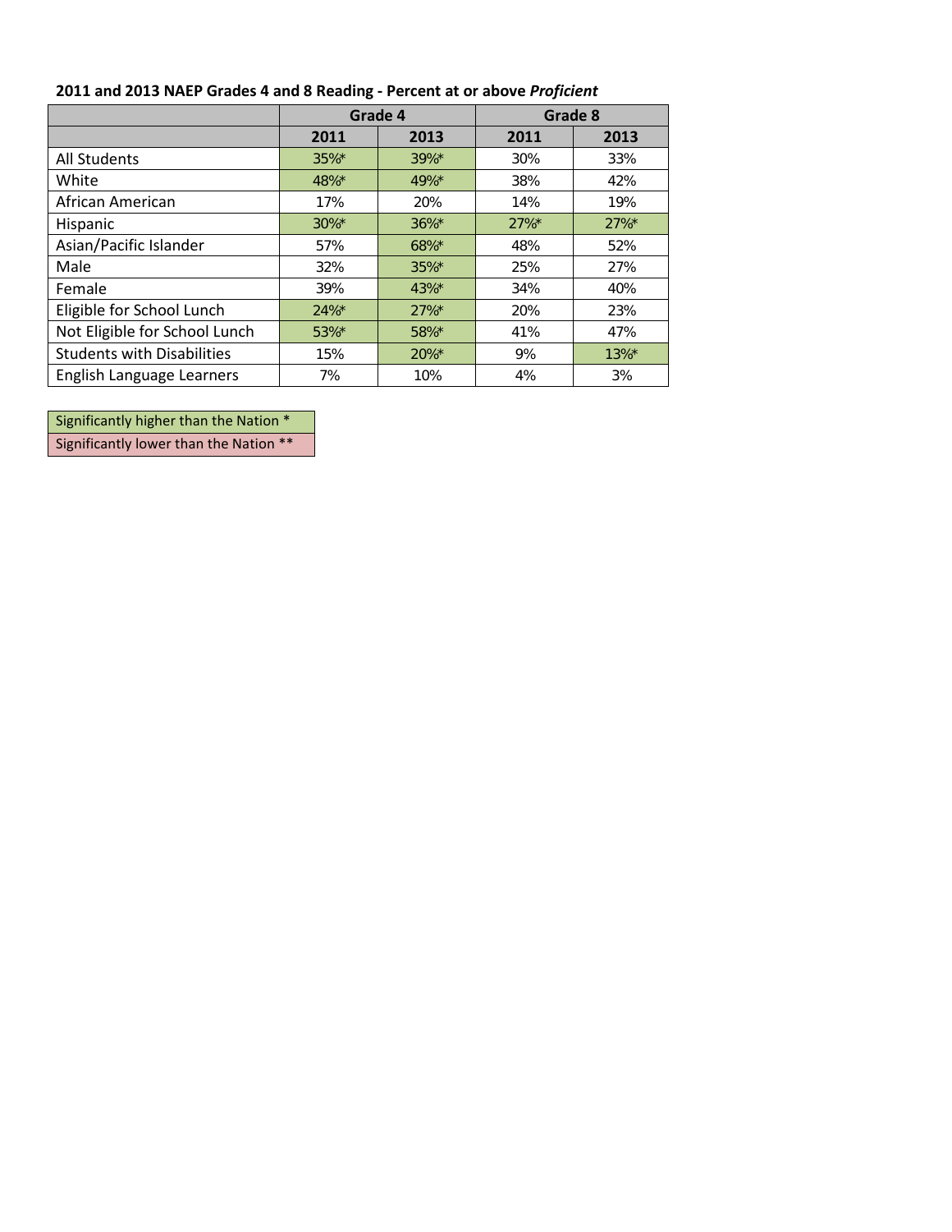**2011 and 2013 NAEP Grades 4 and 8 Reading - Percent at or above *Proficient***

| | Grade 4 | | Grade 8 | |
|---|---|---|---|---|
| | **2011** | **2013** | **2011** | **2013** |
| All Students | 35%* | 39%* | 30% | 33% |
| White | 48%* | 49%* | 38% | 42% |
| African American | 17% | 20% | 14% | 19% |
| Hispanic | 30%* | 36%* | 27%* | 27%* |
| Asian/Pacific Islander | 57% | 68%* | 48% | 52% |
| Male | 32% | 35%* | 25% | 27% |
| Female | 39% | 43%* | 34% | 40% |
| Eligible for School Lunch | 24%* | 27%* | 20% | 23% |
| Not Eligible for School Lunch | 53%* | 58%* | 41% | 47% |
| Students with Disabilities | 15% | 20%* | 9% | 13%* |
| English Language Learners | 7% | 10% | 4% | 3% |

Significantly higher than the Nation *

Significantly lower than the Nation **